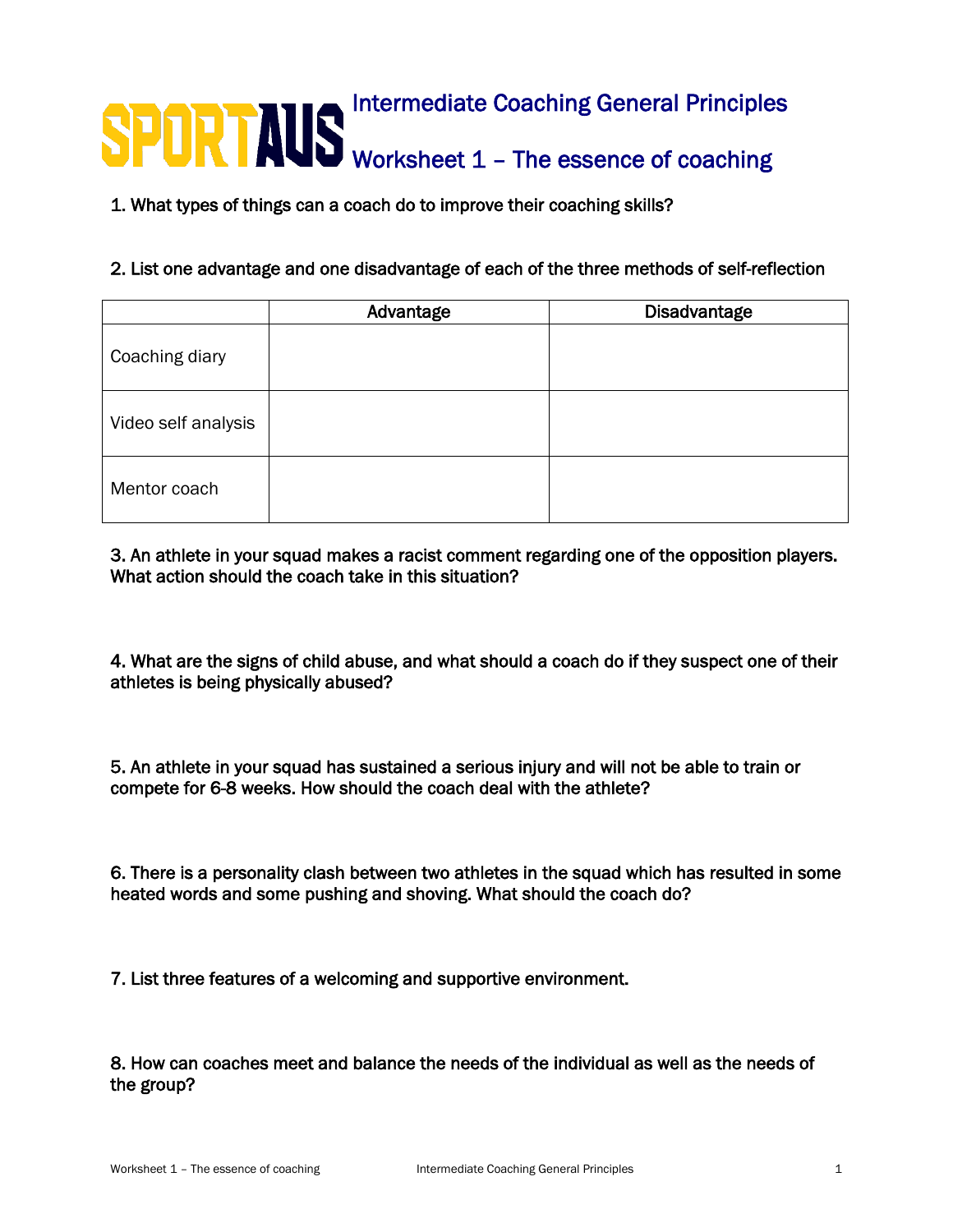# SPORTAUS Intermediate Coaching General Principles

## Worksheet 1 – The essence of coaching

1. What types of things can a coach do to improve their coaching skills?

2. List one advantage and one disadvantage of each of the three methods of self-reflection

| | Advantage | Disadvantage |
|---|---|---|
| Coaching diary | | |
| Video self analysis | | |
| Mentor coach | | |

3. An athlete in your squad makes a racist comment regarding one of the opposition players. What action should the coach take in this situation?

4. What are the signs of child abuse, and what should a coach do if they suspect one of their athletes is being physically abused?

5. An athlete in your squad has sustained a serious injury and will not be able to train or compete for 6-8 weeks. How should the coach deal with the athlete?

6. There is a personality clash between two athletes in the squad which has resulted in some heated words and some pushing and shoving. What should the coach do?

7. List three features of a welcoming and supportive environment.

8. How can coaches meet and balance the needs of the individual as well as the needs of the group?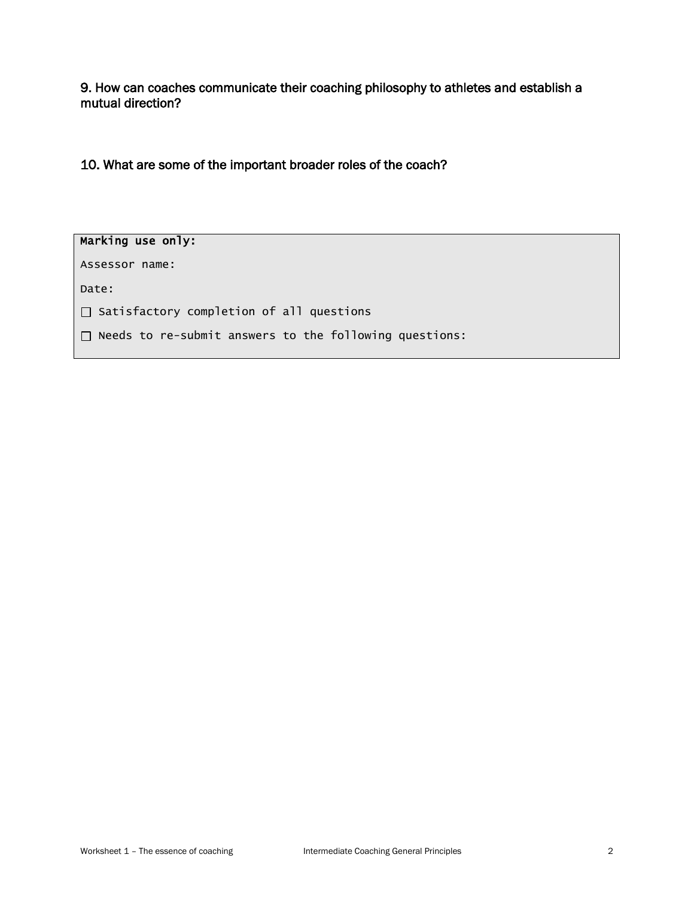9. How can coaches communicate their coaching philosophy to athletes and establish a mutual direction?

10. What are some of the important broader roles of the coach?

**Marking use only:**

Assessor name:

Date:

☐ Satisfactory completion of all questions

☐ Needs to re-submit answers to the following questions: